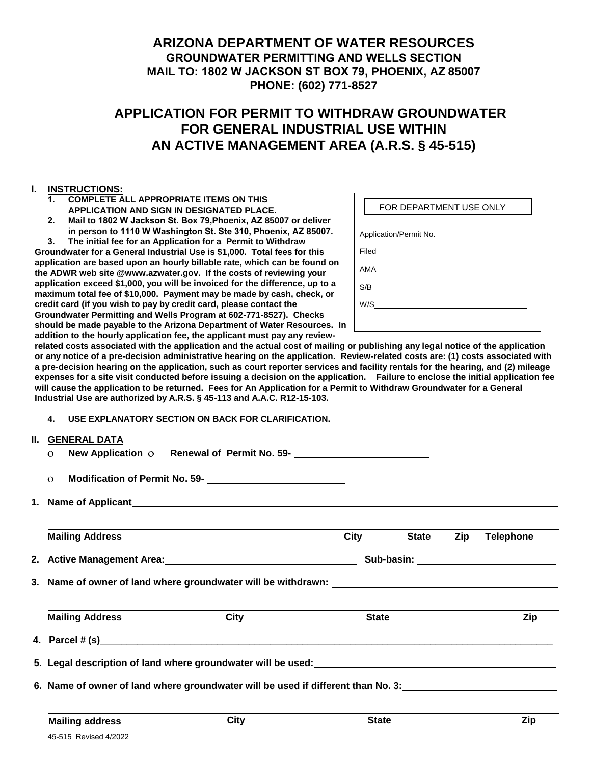# ARIZONA DEPARTMENT OF WATER RESOURCES

**GROUNDWATER PERMITTING AND WELLS SECTION**
**MAIL TO: 1802 W JACKSON ST BOX 79, PHOENIX, AZ 85007**
**PHONE: (602) 771-8527**

## APPLICATION FOR PERMIT TO WITHDRAW GROUNDWATER FOR GENERAL INDUSTRIAL USE WITHIN AN ACTIVE MANAGEMENT AREA (A.R.S. § 45-515)

| FOR DEPARTMENT USE ONLY |
|---|
| Application/Permit No. ____________ |
| Filed ____________ |
| AMA ____________ |
| S/B ____________ |
| W/S ____________ |

**I. INSTRUCTIONS:**

1. **COMPLETE ALL APPROPRIATE ITEMS ON THIS APPLICATION AND SIGN IN DESIGNATED PLACE.**
2. **Mail to 1802 W Jackson St. Box 79,Phoenix, AZ 85007 or deliver in person to 1110 W Washington St. Ste 310, Phoenix, AZ 85007.**
3. **The initial fee for an Application for a Permit to Withdraw Groundwater for a General Industrial Use is $1,000. Total fees for this application are based upon an hourly billable rate, which can be found on the ADWR web site @www.azwater.gov. If the costs of reviewing your application exceed $1,000, you will be invoiced for the difference, up to a maximum total fee of $10,000. Payment may be made by cash, check, or credit card (if you wish to pay by credit card, please contact the Groundwater Permitting and Wells Program at 602-771-8527). Checks should be made payable to the Arizona Department of Water Resources. In addition to the hourly application fee, the applicant must pay any review-related costs associated with the application and the actual cost of mailing or publishing any legal notice of the application or any notice of a pre-decision administrative hearing on the application. Review-related costs are: (1) costs associated with a pre-decision hearing on the application, such as court reporter services and facility rentals for the hearing, and (2) mileage expenses for a site visit conducted before issuing a decision on the application. Failure to enclose the initial application fee will cause the application to be returned. Fees for An Application for a Permit to Withdraw Groundwater for a General Industrial Use are authorized by A.R.S. § 45-113 and A.A.C. R12-15-103.**
4. **USE EXPLANATORY SECTION ON BACK FOR CLARIFICATION.**

**II. GENERAL DATA**

ο **New Application** ο **Renewal of Permit No. 59-** ____________

ο **Modification of Permit No. 59-** ____________

**1. Name of Applicant** ____________

____________
**Mailing Address** **City** **State** **Zip** **Telephone**

**2. Active Management Area:** ____________ **Sub-basin:** ____________

**3. Name of owner of land where groundwater will be withdrawn:** ____________

____________
**Mailing Address** **City** **State** **Zip**

**4. Parcel # (s)** ____________

**5. Legal description of land where groundwater will be used:** ____________

**6. Name of owner of land where groundwater will be used if different than No. 3:** ____________

____________
**Mailing address** **City** **State** **Zip**

45-515 Revised 4/2022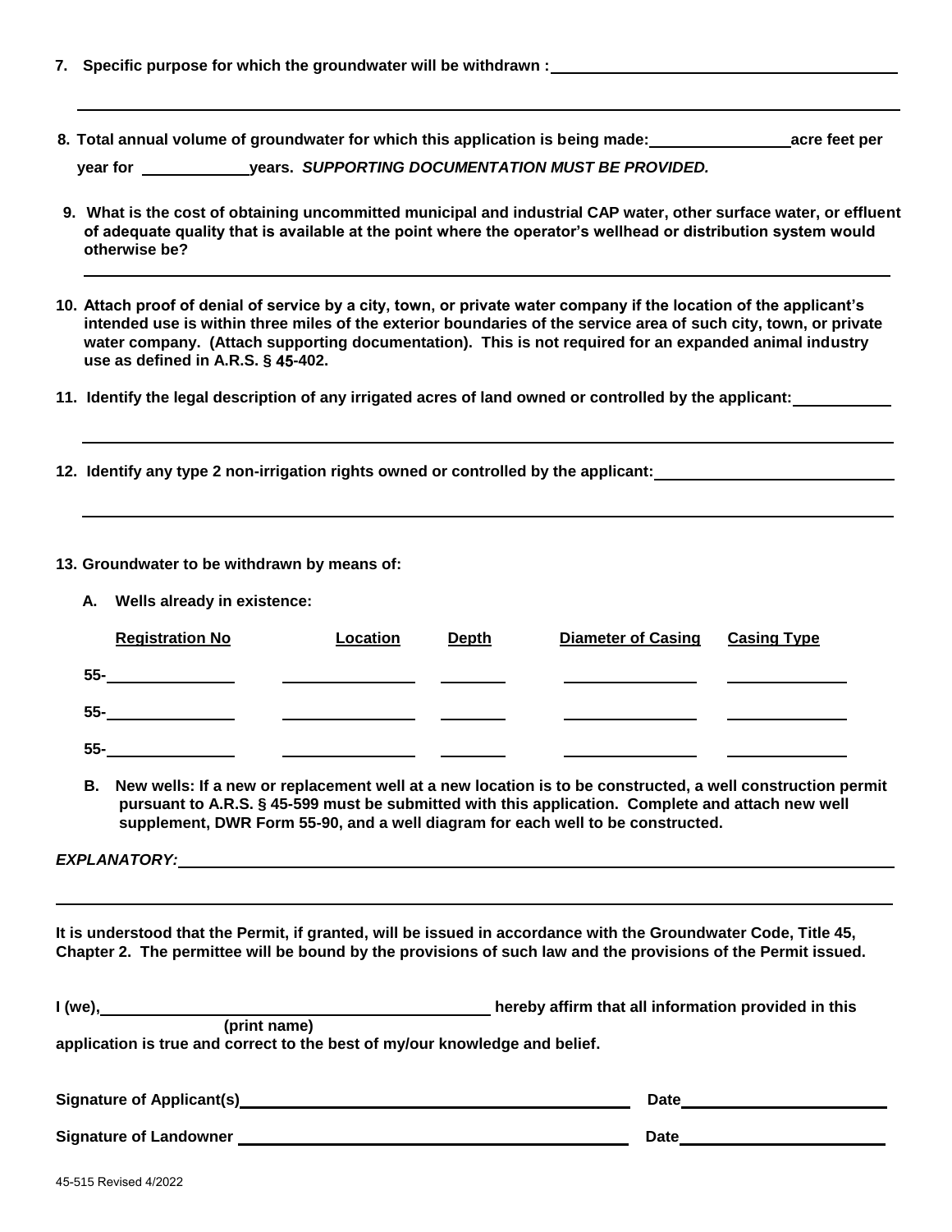**7. Specific purpose for which the groundwater will be withdrawn :** ______________________________

______________________________________________________________________

**8. Total annual volume of groundwater for which this application is being made:** ______________ **acre feet per year for** ____________ **years.** ***SUPPORTING DOCUMENTATION MUST BE PROVIDED.***

**9. What is the cost of obtaining uncommitted municipal and industrial CAP water, other surface water, or effluent of adequate quality that is available at the point where the operator's wellhead or distribution system would otherwise be?**

______________________________________________________________________

**10. Attach proof of denial of service by a city, town, or private water company if the location of the applicant's intended use is within three miles of the exterior boundaries of the service area of such city, town, or private water company. (Attach supporting documentation). This is not required for an expanded animal industry use as defined in A.R.S. § 45-402.**

**11. Identify the legal description of any irrigated acres of land owned or controlled by the applicant:** ____________

______________________________________________________________________

**12. Identify any type 2 non-irrigation rights owned or controlled by the applicant:** ______________________________

______________________________________________________________________

**13. Groundwater to be withdrawn by means of:**

**A. Wells already in existence:**

| Registration No | Location | Depth | Diameter of Casing | Casing Type |
|---|---|---|---|---|
| 55-__________ | | | | |
| 55-__________ | | | | |
| 55-__________ | | | | |

**B. New wells: If a new or replacement well at a new location is to be constructed, a well construction permit pursuant to A.R.S. § 45-599 must be submitted with this application. Complete and attach new well supplement, DWR Form 55-90, and a well diagram for each well to be constructed.**

***EXPLANATORY:*** ______________________________________________________________

______________________________________________________________________

**It is understood that the Permit, if granted, will be issued in accordance with the Groundwater Code, Title 45, Chapter 2. The permittee will be bound by the provisions of such law and the provisions of the Permit issued.**

**I (we),** ______________________________ **hereby affirm that all information provided in this**
**(print name)**
**application is true and correct to the best of my/our knowledge and belief.**

**Signature of Applicant(s)** ______________________________ **Date** ______________

**Signature of Landowner** ______________________________ **Date** ______________

45-515 Revised 4/2022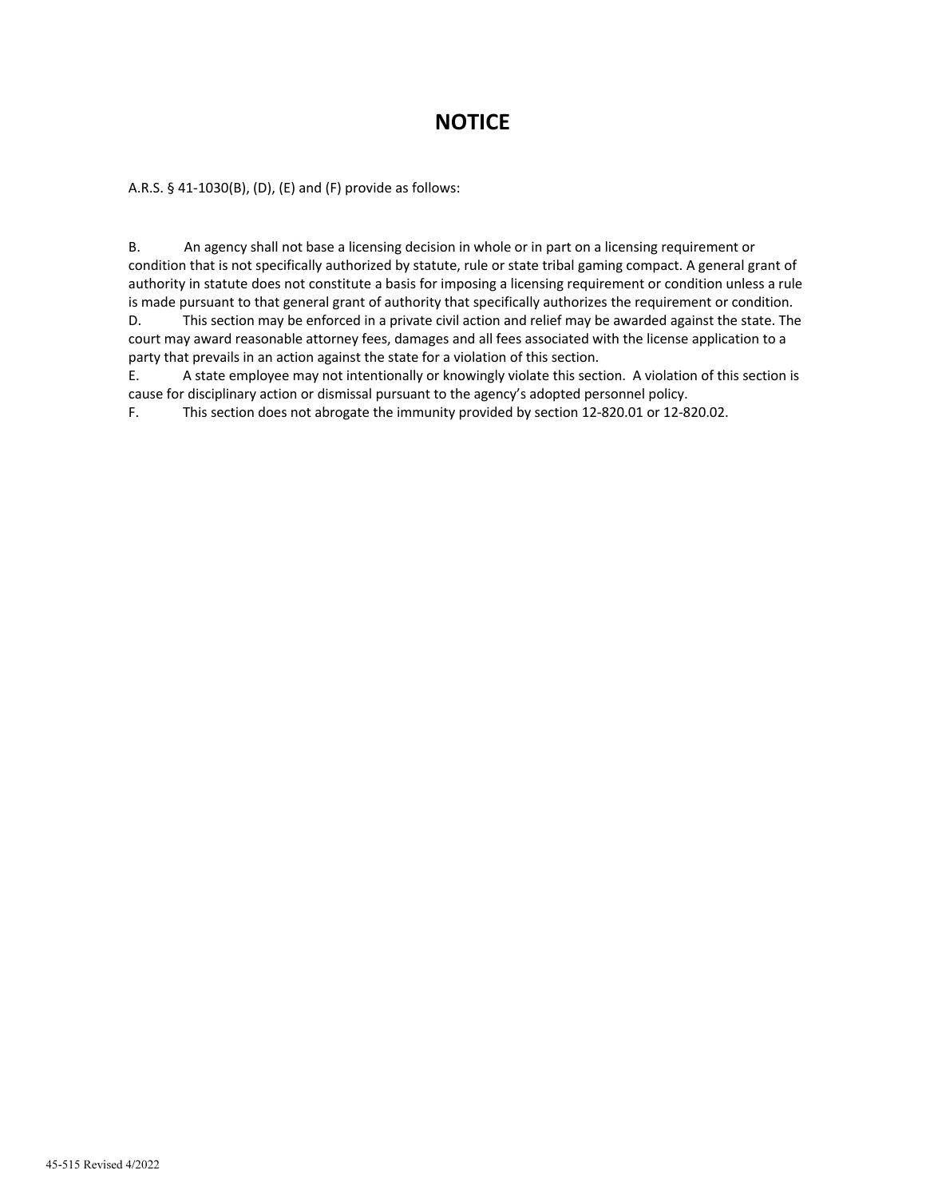# NOTICE

A.R.S. § 41-1030(B), (D), (E) and (F) provide as follows:

B. An agency shall not base a licensing decision in whole or in part on a licensing requirement or condition that is not specifically authorized by statute, rule or state tribal gaming compact. A general grant of authority in statute does not constitute a basis for imposing a licensing requirement or condition unless a rule is made pursuant to that general grant of authority that specifically authorizes the requirement or condition.

D. This section may be enforced in a private civil action and relief may be awarded against the state. The court may award reasonable attorney fees, damages and all fees associated with the license application to a party that prevails in an action against the state for a violation of this section.

E. A state employee may not intentionally or knowingly violate this section. A violation of this section is cause for disciplinary action or dismissal pursuant to the agency's adopted personnel policy.

F. This section does not abrogate the immunity provided by section 12-820.01 or 12-820.02.

45-515 Revised 4/2022